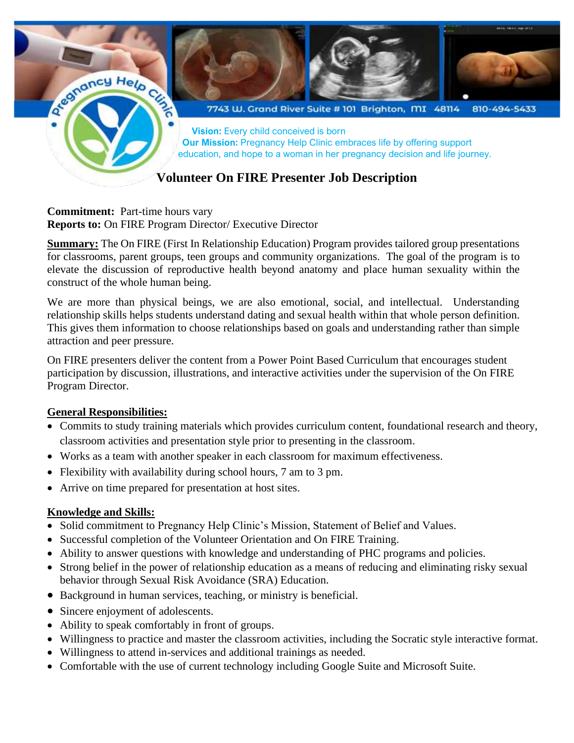Pregnancy Help Clinic

7743 W. Grand River Suite # 101 Brighton, MI 48114 810-494-5433

**Vision:** Every child conceived is born
**Our Mission:** Pregnancy Help Clinic embraces life by offering support education, and hope to a woman in her pregnancy decision and life journey.

# Volunteer On FIRE Presenter Job Description

**Commitment:** Part-time hours vary
**Reports to:** On FIRE Program Director/ Executive Director

**Summary:** The On FIRE (First In Relationship Education) Program provides tailored group presentations for classrooms, parent groups, teen groups and community organizations. The goal of the program is to elevate the discussion of reproductive health beyond anatomy and place human sexuality within the construct of the whole human being.

We are more than physical beings, we are also emotional, social, and intellectual. Understanding relationship skills helps students understand dating and sexual health within that whole person definition. This gives them information to choose relationships based on goals and understanding rather than simple attraction and peer pressure.

On FIRE presenters deliver the content from a Power Point Based Curriculum that encourages student participation by discussion, illustrations, and interactive activities under the supervision of the On FIRE Program Director.

## General Responsibilities:

- Commits to study training materials which provides curriculum content, foundational research and theory, classroom activities and presentation style prior to presenting in the classroom.
- Works as a team with another speaker in each classroom for maximum effectiveness.
- Flexibility with availability during school hours, 7 am to 3 pm.
- Arrive on time prepared for presentation at host sites.

## Knowledge and Skills:

- Solid commitment to Pregnancy Help Clinic's Mission, Statement of Belief and Values.
- Successful completion of the Volunteer Orientation and On FIRE Training.
- Ability to answer questions with knowledge and understanding of PHC programs and policies.
- Strong belief in the power of relationship education as a means of reducing and eliminating risky sexual behavior through Sexual Risk Avoidance (SRA) Education.
- Background in human services, teaching, or ministry is beneficial.
- Sincere enjoyment of adolescents.
- Ability to speak comfortably in front of groups.
- Willingness to practice and master the classroom activities, including the Socratic style interactive format.
- Willingness to attend in-services and additional trainings as needed.
- Comfortable with the use of current technology including Google Suite and Microsoft Suite.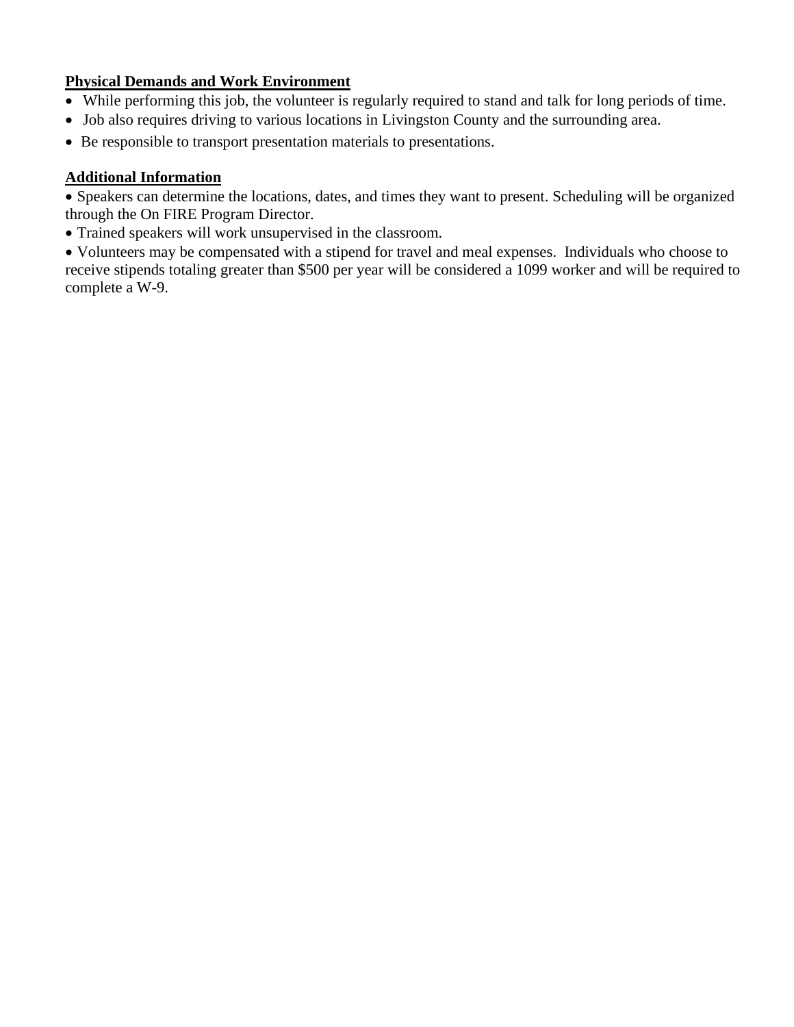**Physical Demands and Work Environment**

- While performing this job, the volunteer is regularly required to stand and talk for long periods of time.
- Job also requires driving to various locations in Livingston County and the surrounding area.
- Be responsible to transport presentation materials to presentations.

**Additional Information**

- Speakers can determine the locations, dates, and times they want to present. Scheduling will be organized through the On FIRE Program Director.
- Trained speakers will work unsupervised in the classroom.
- Volunteers may be compensated with a stipend for travel and meal expenses. Individuals who choose to receive stipends totaling greater than $500 per year will be considered a 1099 worker and will be required to complete a W-9.